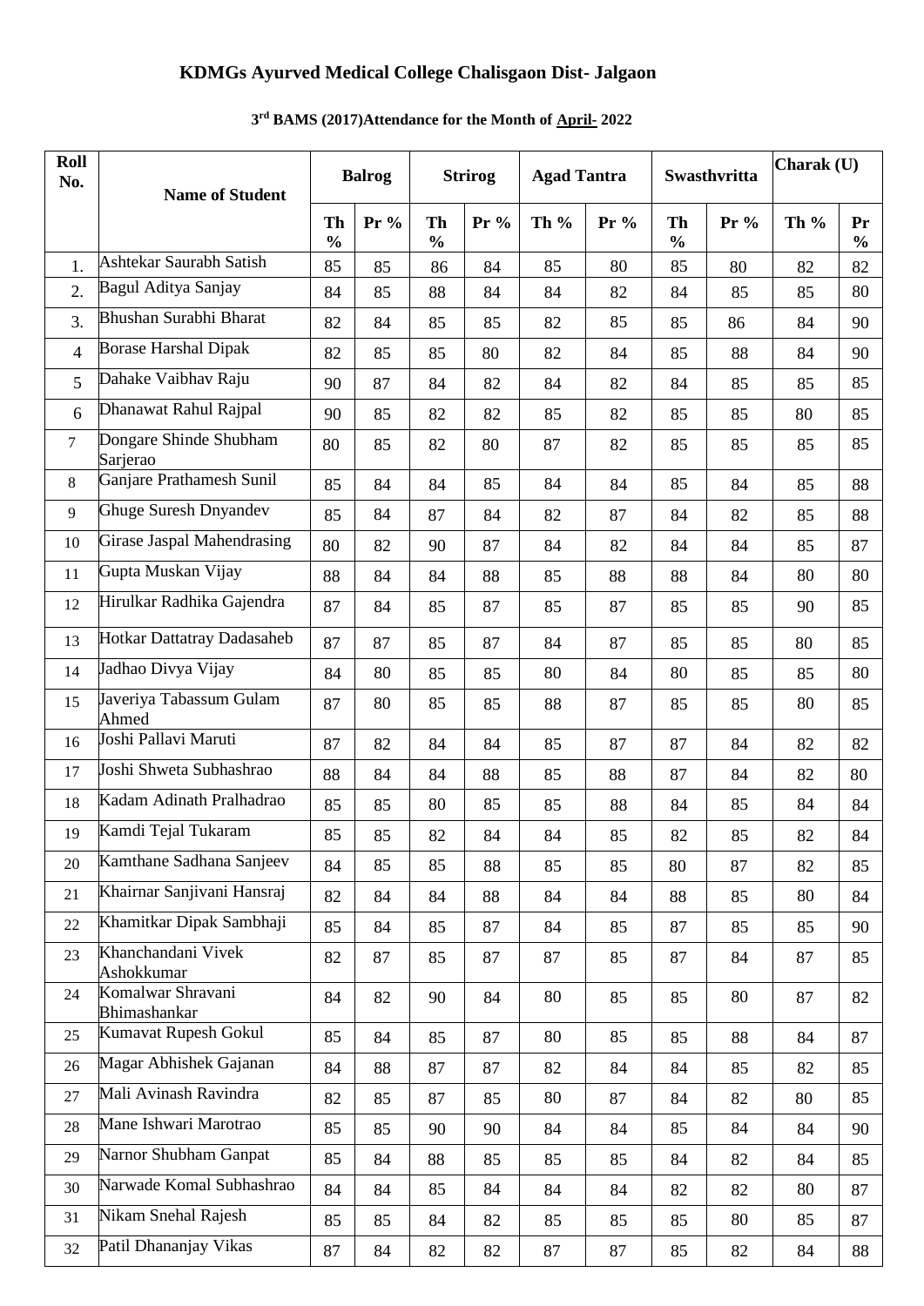# KDMGs Ayurved Medical College Chalisgaon Dist- Jalgaon

## 3rd BAMS (2017)Attendance for the Month of April- 2022

| Roll No. | Name of Student | Balrog | | Strirog | | Agad Tantra | | Swasthvritta | | Charak (U) | |
|---|---|---|---|---|---|---|---|---|---|---|---|
| | | Th % | Pr % | Th % | Pr % | Th % | Pr % | Th % | Pr % | Th % | Pr % |
| 1. | Ashtekar Saurabh Satish | 85 | 85 | 86 | 84 | 85 | 80 | 85 | 80 | 82 | 82 |
| 2. | Bagul Aditya Sanjay | 84 | 85 | 88 | 84 | 84 | 82 | 84 | 85 | 85 | 80 |
| 3. | Bhushan Surabhi Bharat | 82 | 84 | 85 | 85 | 82 | 85 | 85 | 86 | 84 | 90 |
| 4 | Borase Harshal Dipak | 82 | 85 | 85 | 80 | 82 | 84 | 85 | 88 | 84 | 90 |
| 5 | Dahake Vaibhav Raju | 90 | 87 | 84 | 82 | 84 | 82 | 84 | 85 | 85 | 85 |
| 6 | Dhanawat Rahul Rajpal | 90 | 85 | 82 | 82 | 85 | 82 | 85 | 85 | 80 | 85 |
| 7 | Dongare Shinde Shubham Sarjerao | 80 | 85 | 82 | 80 | 87 | 82 | 85 | 85 | 85 | 85 |
| 8 | Ganjare Prathamesh Sunil | 85 | 84 | 84 | 85 | 84 | 84 | 85 | 84 | 85 | 88 |
| 9 | Ghuge Suresh Dnyandev | 85 | 84 | 87 | 84 | 82 | 87 | 84 | 82 | 85 | 88 |
| 10 | Girase Jaspal Mahendrasing | 80 | 82 | 90 | 87 | 84 | 82 | 84 | 84 | 85 | 87 |
| 11 | Gupta Muskan Vijay | 88 | 84 | 84 | 88 | 85 | 88 | 88 | 84 | 80 | 80 |
| 12 | Hirulkar Radhika Gajendra | 87 | 84 | 85 | 87 | 85 | 87 | 85 | 85 | 90 | 85 |
| 13 | Hotkar Dattatray Dadasaheb | 87 | 87 | 85 | 87 | 84 | 87 | 85 | 85 | 80 | 85 |
| 14 | Jadhao Divya Vijay | 84 | 80 | 85 | 85 | 80 | 84 | 80 | 85 | 85 | 80 |
| 15 | Javeriya Tabassum Gulam Ahmed | 87 | 80 | 85 | 85 | 88 | 87 | 85 | 85 | 80 | 85 |
| 16 | Joshi Pallavi Maruti | 87 | 82 | 84 | 84 | 85 | 87 | 87 | 84 | 82 | 82 |
| 17 | Joshi Shweta Subhashrao | 88 | 84 | 84 | 88 | 85 | 88 | 87 | 84 | 82 | 80 |
| 18 | Kadam Adinath Pralhadrao | 85 | 85 | 80 | 85 | 85 | 88 | 84 | 85 | 84 | 84 |
| 19 | Kamdi Tejal Tukaram | 85 | 85 | 82 | 84 | 84 | 85 | 82 | 85 | 82 | 84 |
| 20 | Kamthane Sadhana Sanjeev | 84 | 85 | 85 | 88 | 85 | 85 | 80 | 87 | 82 | 85 |
| 21 | Khairnar Sanjivani Hansraj | 82 | 84 | 84 | 88 | 84 | 84 | 88 | 85 | 80 | 84 |
| 22 | Khamitkar Dipak Sambhaji | 85 | 84 | 85 | 87 | 84 | 85 | 87 | 85 | 85 | 90 |
| 23 | Khanchandani Vivek Ashokkumar | 82 | 87 | 85 | 87 | 87 | 85 | 87 | 84 | 87 | 85 |
| 24 | Komalwar Shravani Bhimashankar | 84 | 82 | 90 | 84 | 80 | 85 | 85 | 80 | 87 | 82 |
| 25 | Kumavat Rupesh Gokul | 85 | 84 | 85 | 87 | 80 | 85 | 85 | 88 | 84 | 87 |
| 26 | Magar Abhishek Gajanan | 84 | 88 | 87 | 87 | 82 | 84 | 84 | 85 | 82 | 85 |
| 27 | Mali Avinash Ravindra | 82 | 85 | 87 | 85 | 80 | 87 | 84 | 82 | 80 | 85 |
| 28 | Mane Ishwari Marotrao | 85 | 85 | 90 | 90 | 84 | 84 | 85 | 84 | 84 | 90 |
| 29 | Narnor Shubham Ganpat | 85 | 84 | 88 | 85 | 85 | 85 | 84 | 82 | 84 | 85 |
| 30 | Narwade Komal Subhashrao | 84 | 84 | 85 | 84 | 84 | 84 | 82 | 82 | 80 | 87 |
| 31 | Nikam Snehal Rajesh | 85 | 85 | 84 | 82 | 85 | 85 | 85 | 80 | 85 | 87 |
| 32 | Patil Dhananjay Vikas | 87 | 84 | 82 | 82 | 87 | 87 | 85 | 82 | 84 | 88 |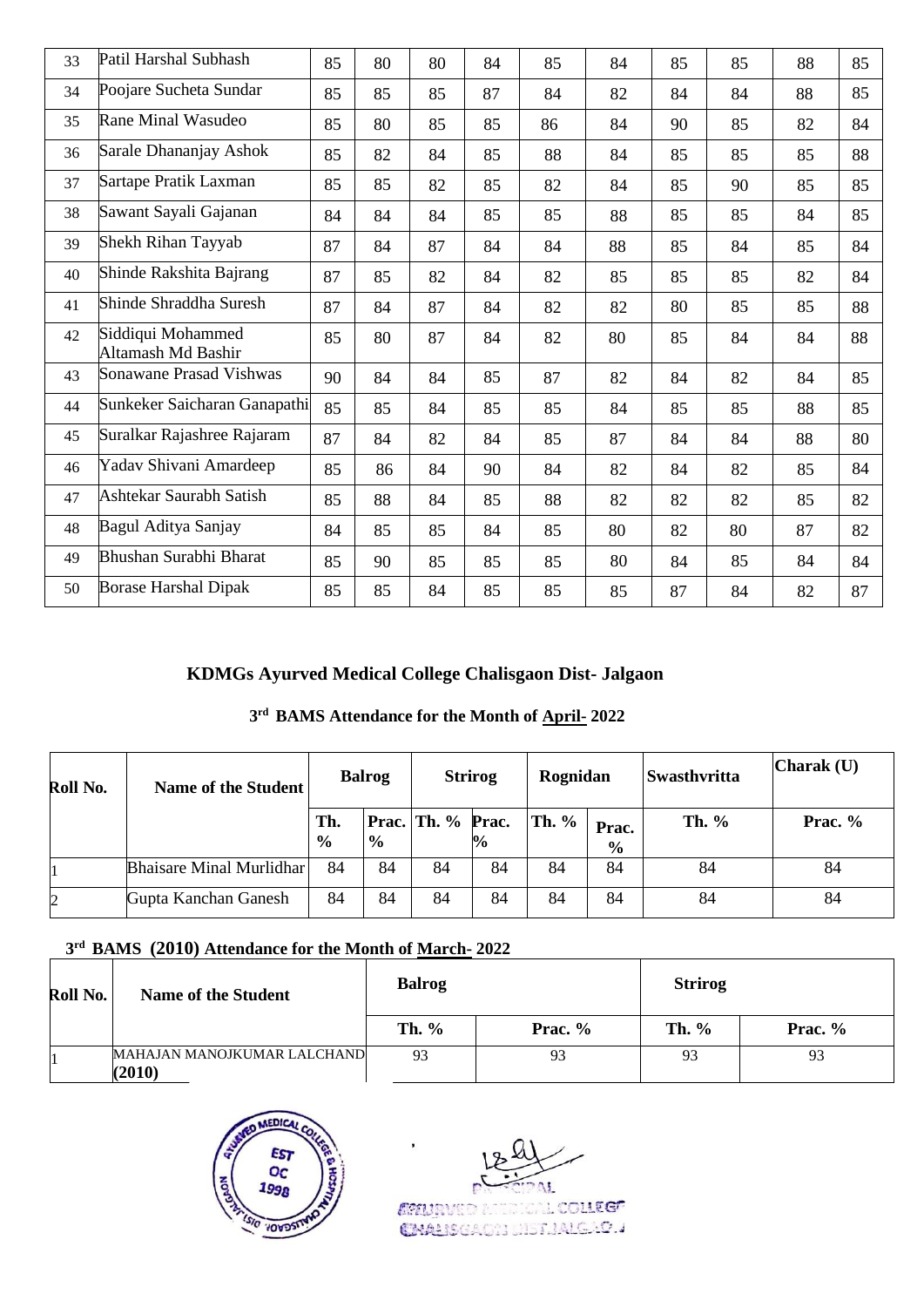| | | | | | | | | | | | |
|---|---|---|---|---|---|---|---|---|---|---|---|
| 33 | Patil Harshal Subhash | 85 | 80 | 80 | 84 | 85 | 84 | 85 | 85 | 88 | 85 |
| 34 | Poojare Sucheta Sundar | 85 | 85 | 85 | 87 | 84 | 82 | 84 | 84 | 88 | 85 |
| 35 | Rane Minal Wasudeo | 85 | 80 | 85 | 85 | 86 | 84 | 90 | 85 | 82 | 84 |
| 36 | Sarale Dhananjay Ashok | 85 | 82 | 84 | 85 | 88 | 84 | 85 | 85 | 85 | 88 |
| 37 | Sartape Pratik Laxman | 85 | 85 | 82 | 85 | 82 | 84 | 85 | 90 | 85 | 85 |
| 38 | Sawant Sayali Gajanan | 84 | 84 | 84 | 85 | 85 | 88 | 85 | 85 | 84 | 85 |
| 39 | Shekh Rihan Tayyab | 87 | 84 | 87 | 84 | 84 | 88 | 85 | 84 | 85 | 84 |
| 40 | Shinde Rakshita Bajrang | 87 | 85 | 82 | 84 | 82 | 85 | 85 | 85 | 82 | 84 |
| 41 | Shinde Shraddha Suresh | 87 | 84 | 87 | 84 | 82 | 82 | 80 | 85 | 85 | 88 |
| 42 | Siddiqui Mohammed Altamash Md Bashir | 85 | 80 | 87 | 84 | 82 | 80 | 85 | 84 | 84 | 88 |
| 43 | Sonawane Prasad Vishwas | 90 | 84 | 84 | 85 | 87 | 82 | 84 | 82 | 84 | 85 |
| 44 | Sunkeker Saicharan Ganapathi | 85 | 85 | 84 | 85 | 85 | 84 | 85 | 85 | 88 | 85 |
| 45 | Suralkar Rajashree Rajaram | 87 | 84 | 82 | 84 | 85 | 87 | 84 | 84 | 88 | 80 |
| 46 | Yadav Shivani Amardeep | 85 | 86 | 84 | 90 | 84 | 82 | 84 | 82 | 85 | 84 |
| 47 | Ashtekar Saurabh Satish | 85 | 88 | 84 | 85 | 88 | 82 | 82 | 82 | 85 | 82 |
| 48 | Bagul Aditya Sanjay | 84 | 85 | 85 | 84 | 85 | 80 | 82 | 80 | 87 | 82 |
| 49 | Bhushan Surabhi Bharat | 85 | 90 | 85 | 85 | 85 | 80 | 84 | 85 | 84 | 84 |
| 50 | Borase Harshal Dipak | 85 | 85 | 84 | 85 | 85 | 85 | 87 | 84 | 82 | 87 |

## KDMGs Ayurved Medical College Chalisgaon Dist- Jalgaon

### 3rd BAMS Attendance for the Month of April- 2022

| Roll No. | Name of the Student | Balrog | | Strirog | | Rognidan | | Swasthvritta | Charak (U) |
|---|---|---|---|---|---|---|---|---|---|
| | | Th. % | Prac. % | Th. % | Prac. % | Th. % | Prac. % | Th. % | Prac. % |
| 1 | Bhaisare Minal Murlidhar | 84 | 84 | 84 | 84 | 84 | 84 | 84 | 84 |
| 2 | Gupta Kanchan Ganesh | 84 | 84 | 84 | 84 | 84 | 84 | 84 | 84 |

### 3rd BAMS (2010) Attendance for the Month of March- 2022

| Roll No. | Name of the Student | Balrog | | Strirog | |
|---|---|---|---|---|---|
| | | Th. % | Prac. % | Th. % | Prac. % |
| 1 | MAHAJAN MANOJKUMAR LALCHAND (2010) | 93 | 93 | 93 | 93 |

PRINCIPAL
AYURVED MEDICAL COLLEGE
CHALISGAON DIST.JALGAON